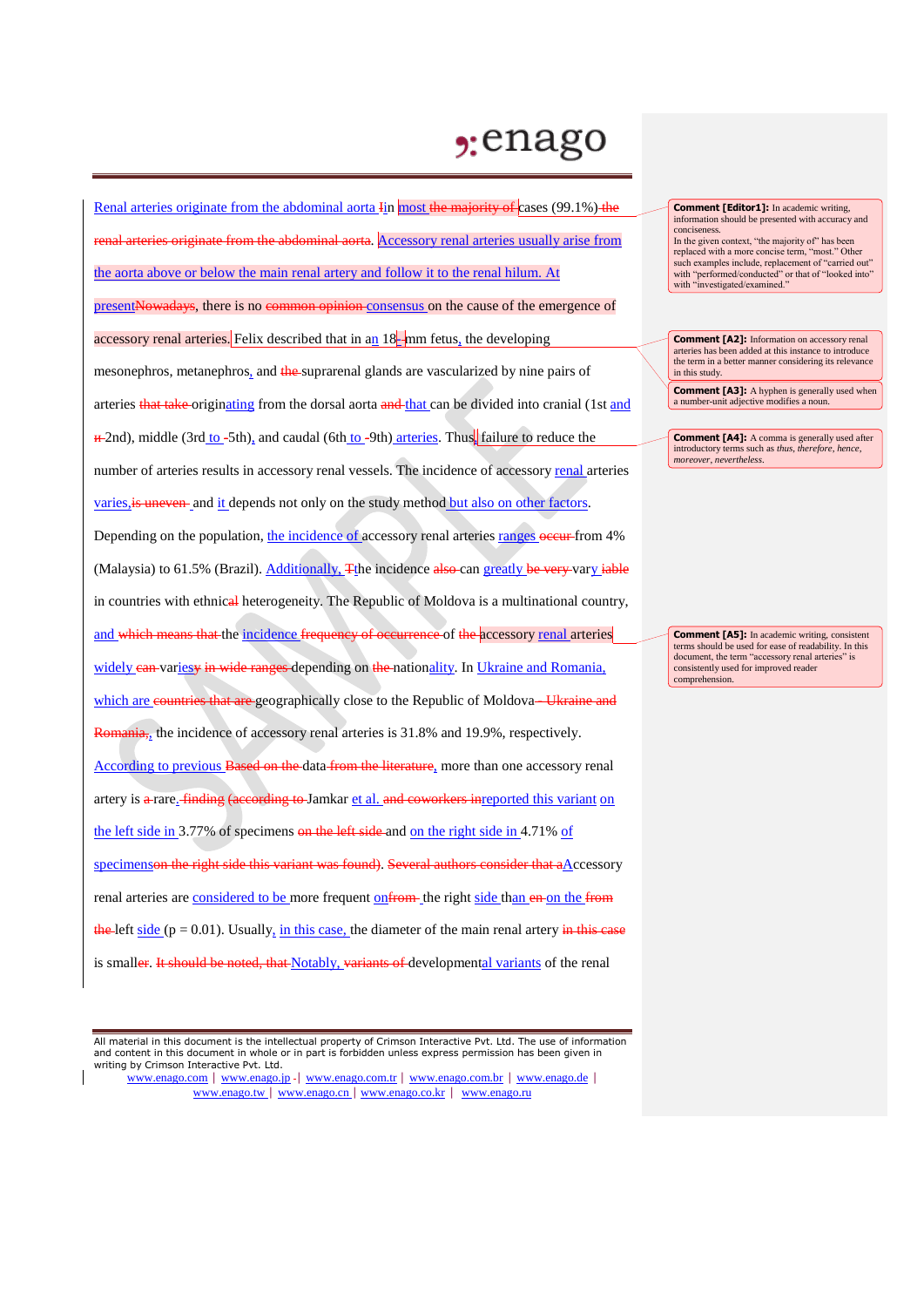Renal arteries originate from the abdominal aorta ~~I~~in most ~~the majority of~~ cases (99.1%) ~~the renal arteries originate from the abdominal aorta~~. Accessory renal arteries usually arise from the aorta above or below the main renal artery and follow it to the renal hilum. At present~~Nowadays~~, there is no ~~common opinion~~ consensus on the cause of the emergence of accessory renal arteries. Felix described that in an 18~~ ~~-mm fetus, the developing mesonephros, metanephros, and ~~the~~ suprarenal glands are vascularized by nine pairs of arteries ~~that take~~ originating from the dorsal aorta ~~and~~ that can be divided into cranial (1st and ~~-~~2nd), middle (3rd to ~~-~~5th), and caudal (6th to ~~-~~9th) arteries. Thus, failure to reduce the number of arteries results in accessory renal vessels. The incidence of accessory renal arteries varies, ~~is uneven~~ and it depends not only on the study method but also on other factors. Depending on the population, the incidence of accessory renal arteries ranges ~~occur~~ from 4% (Malaysia) to 61.5% (Brazil). Additionally, ~~T~~the incidence ~~also~~ can greatly ~~be very~~ vary~~iable~~ in countries with ethnic~~al~~ heterogeneity. The Republic of Moldova is a multinational country, and ~~which means that~~ the incidence ~~frequency of occurrence~~ of ~~the~~ accessory renal arteries widely ~~can~~ vari~~y~~es ~~in wide ranges~~ depending on ~~the~~ nationality. In Ukraine and Romania, which are ~~countries that are~~ geographically close to the Republic of Moldova ~~– Ukraine and Romania,~~, the incidence of accessory renal arteries is 31.8% and 19.9%, respectively. According to previous ~~Based on the~~ data ~~from the literature~~, more than one accessory renal artery is ~~a~~ rare. ~~finding (according to~~ Jamkar et al. ~~and coworkers in~~reported this variant on the left side in 3.77% of specimens ~~on the left side~~ and on the right side in 4.71% of specimens~~on the right side this variant was found). Several authors consider that a~~Accessory renal arteries are considered to be more frequent on~~from~~ the right side than ~~on~~ on the ~~from the~~ left side (p = 0.01). Usually, in this case, the diameter of the main renal artery ~~in this case~~ is small~~er~~. ~~It should be noted, that~~ Notably, ~~variants of~~ development~~al~~ variants of the renal

**Comment [Editor1]:** In academic writing, information should be presented with accuracy and conciseness. In the given context, "the majority of" has been replaced with a more concise term, "most." Other such examples include, replacement of "carried out" with "performed/conducted" or that of "looked into" with "investigated/examined."

**Comment [A2]:** Information on accessory renal arteries has been added at this instance to introduce the term in a better manner considering its relevance in this study.

**Comment [A3]:** A hyphen is generally used when a number-unit adjective modifies a noun.

**Comment [A4]:** A comma is generally used after introductory terms such as *thus, therefore, hence, moreover, nevertheless.*

**Comment [A5]:** In academic writing, consistent terms should be used for ease of readability. In this document, the term "accessory renal arteries" is consistently used for improved reader comprehension.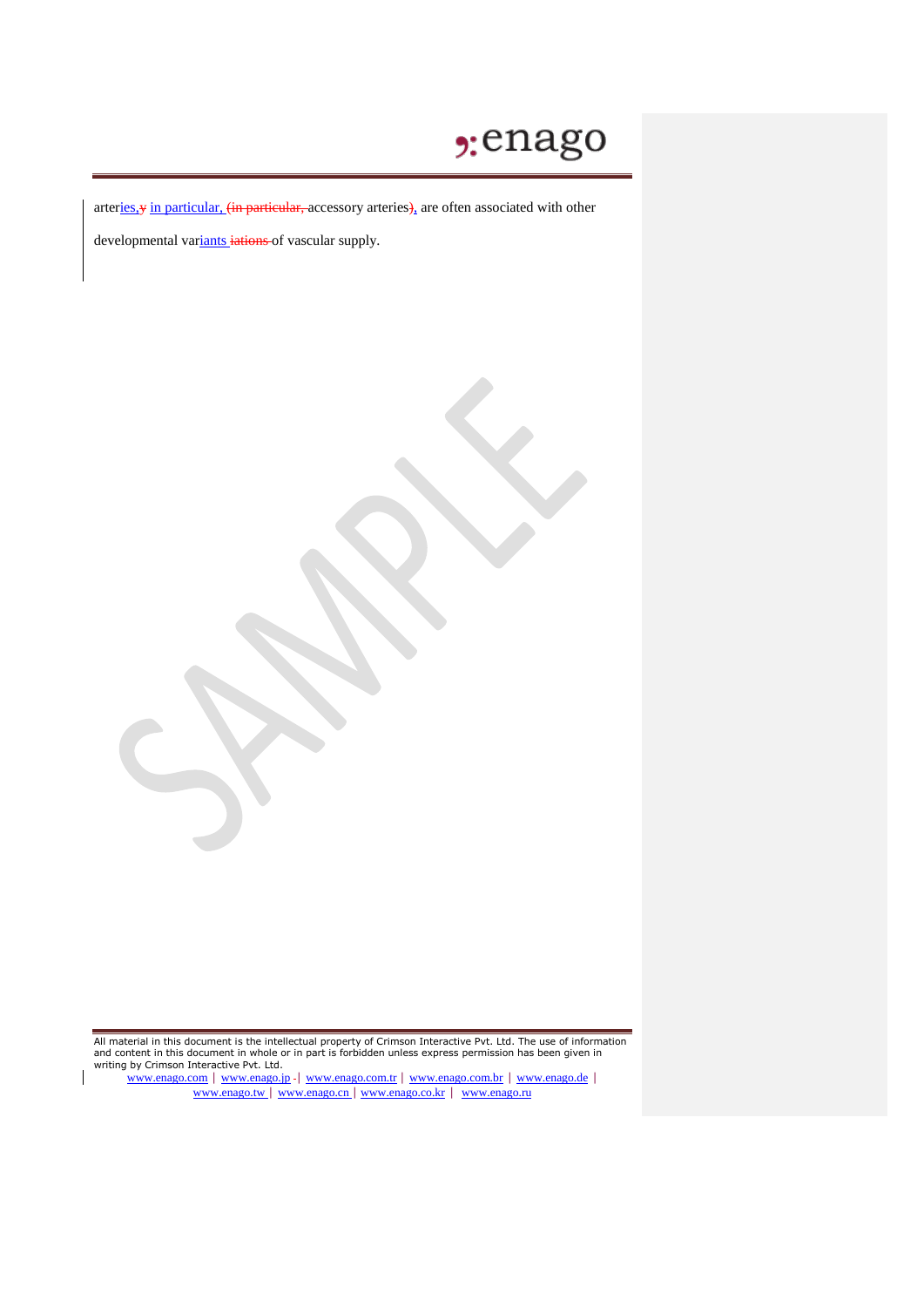arteries, y in particular, (in particular, accessory arteries), are often associated with other developmental variants iations of vascular supply.

All material in this document is the intellectual property of Crimson Interactive Pvt. Ltd. The use of information and content in this document in whole or in part is forbidden unless express permission has been given in writing by Crimson Interactive Pvt. Ltd.

www.enago.com | www.enago.jp | www.enago.com.tr | www.enago.com.br | www.enago.de | www.enago.tw | www.enago.cn | www.enago.co.kr | www.enago.ru